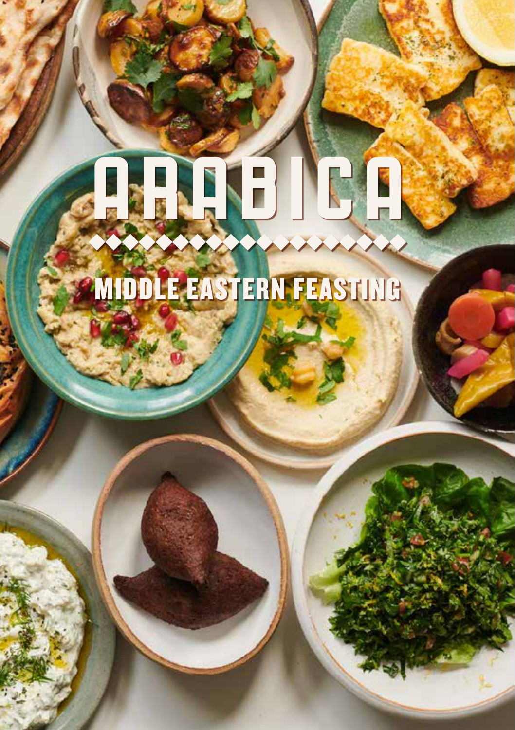# ARABICA

## MIDDLE EASTERN FEASTING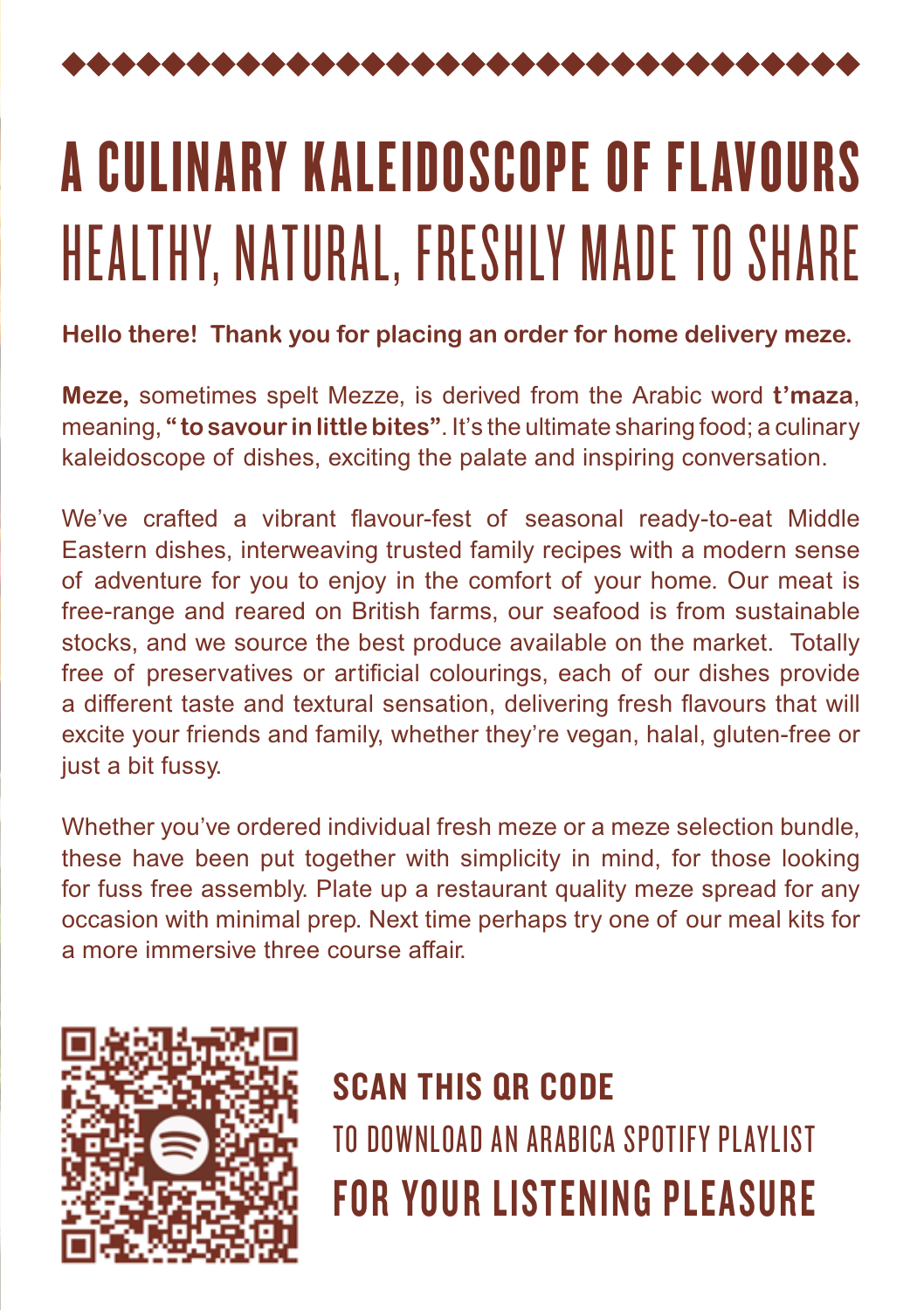# A CULINARY KALEIDOSCOPE OF FLAVOURS

## HEALTHY, NATURAL, FRESHLY MADE TO SHARE

**Hello there! Thank you for placing an order for home delivery meze.**

**Meze,** sometimes spelt Mezze, is derived from the Arabic word **t'maza**, meaning, **"to savour in little bites"**. It's the ultimate sharing food; a culinary kaleidoscope of dishes, exciting the palate and inspiring conversation.

We've crafted a vibrant flavour-fest of seasonal ready-to-eat Middle Eastern dishes, interweaving trusted family recipes with a modern sense of adventure for you to enjoy in the comfort of your home. Our meat is free-range and reared on British farms, our seafood is from sustainable stocks, and we source the best produce available on the market. Totally free of preservatives or artificial colourings, each of our dishes provide a different taste and textural sensation, delivering fresh flavours that will excite your friends and family, whether they're vegan, halal, gluten-free or just a bit fussy.

Whether you've ordered individual fresh meze or a meze selection bundle, these have been put together with simplicity in mind, for those looking for fuss free assembly. Plate up a restaurant quality meze spread for any occasion with minimal prep. Next time perhaps try one of our meal kits for a more immersive three course affair.

**SCAN THIS QR CODE**

TO DOWNLOAD AN ARABICA SPOTIFY PLAYLIST

**FOR YOUR LISTENING PLEASURE**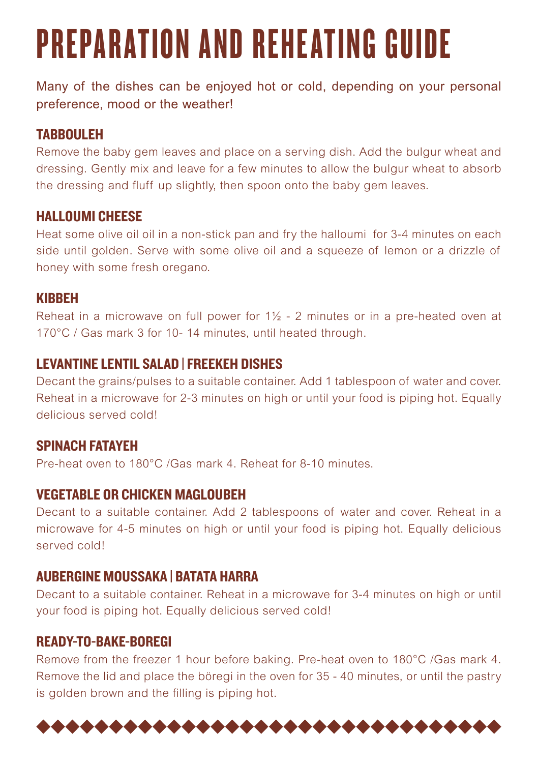# PREPARATION AND REHEATING GUIDE

Many of the dishes can be enjoyed hot or cold, depending on your personal preference, mood or the weather!

### TABBOULEH

Remove the baby gem leaves and place on a serving dish. Add the bulgur wheat and dressing. Gently mix and leave for a few minutes to allow the bulgur wheat to absorb the dressing and fluff up slightly, then spoon onto the baby gem leaves.

### HALLOUMI CHEESE

Heat some olive oil oil in a non-stick pan and fry the halloumi for 3-4 minutes on each side until golden. Serve with some olive oil and a squeeze of lemon or a drizzle of honey with some fresh oregano.

### KIBBEH

Reheat in a microwave on full power for 1½ - 2 minutes or in a pre-heated oven at 170°C / Gas mark 3 for 10- 14 minutes, until heated through.

### LEVANTINE LENTIL SALAD | FREEKEH DISHES

Decant the grains/pulses to a suitable container. Add 1 tablespoon of water and cover. Reheat in a microwave for 2-3 minutes on high or until your food is piping hot. Equally delicious served cold!

### SPINACH FATAYEH

Pre-heat oven to 180°C /Gas mark 4. Reheat for 8-10 minutes.

### VEGETABLE OR CHICKEN MAGLOUBEH

Decant to a suitable container. Add 2 tablespoons of water and cover. Reheat in a microwave for 4-5 minutes on high or until your food is piping hot. Equally delicious served cold!

### AUBERGINE MOUSSAKA | BATATA HARRA

Decant to a suitable container. Reheat in a microwave for 3-4 minutes on high or until your food is piping hot. Equally delicious served cold!

### READY-TO-BAKE-BOREGI

Remove from the freezer 1 hour before baking. Pre-heat oven to 180°C /Gas mark 4. Remove the lid and place the böregi in the oven for 35 - 40 minutes, or until the pastry is golden brown and the filling is piping hot.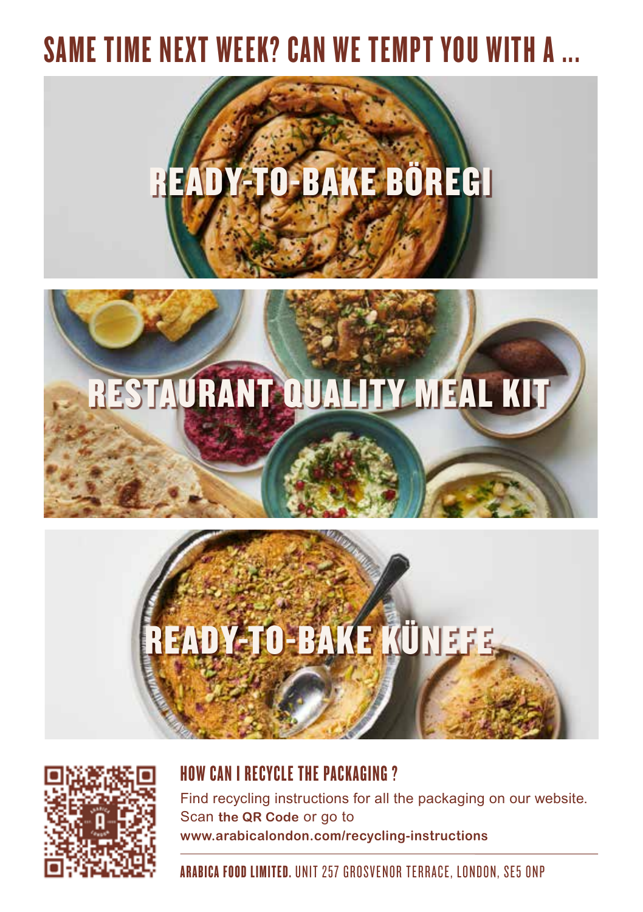# SAME TIME NEXT WEEK? CAN WE TEMPT YOU WITH A ...

READY-TO-BAKE BÖREGI

RESTAURANT QUALITY MEAL KIT

READY-TO-BAKE KÜNEFE

## HOW CAN I RECYCLE THE PACKAGING ?

Find recycling instructions for all the packaging on our website. Scan **the QR Code** or go to **www.arabicalondon.com/recycling-instructions**

**ARABICA FOOD LIMITED.** UNIT 257 GROSVENOR TERRACE, LONDON, SE5 0NP